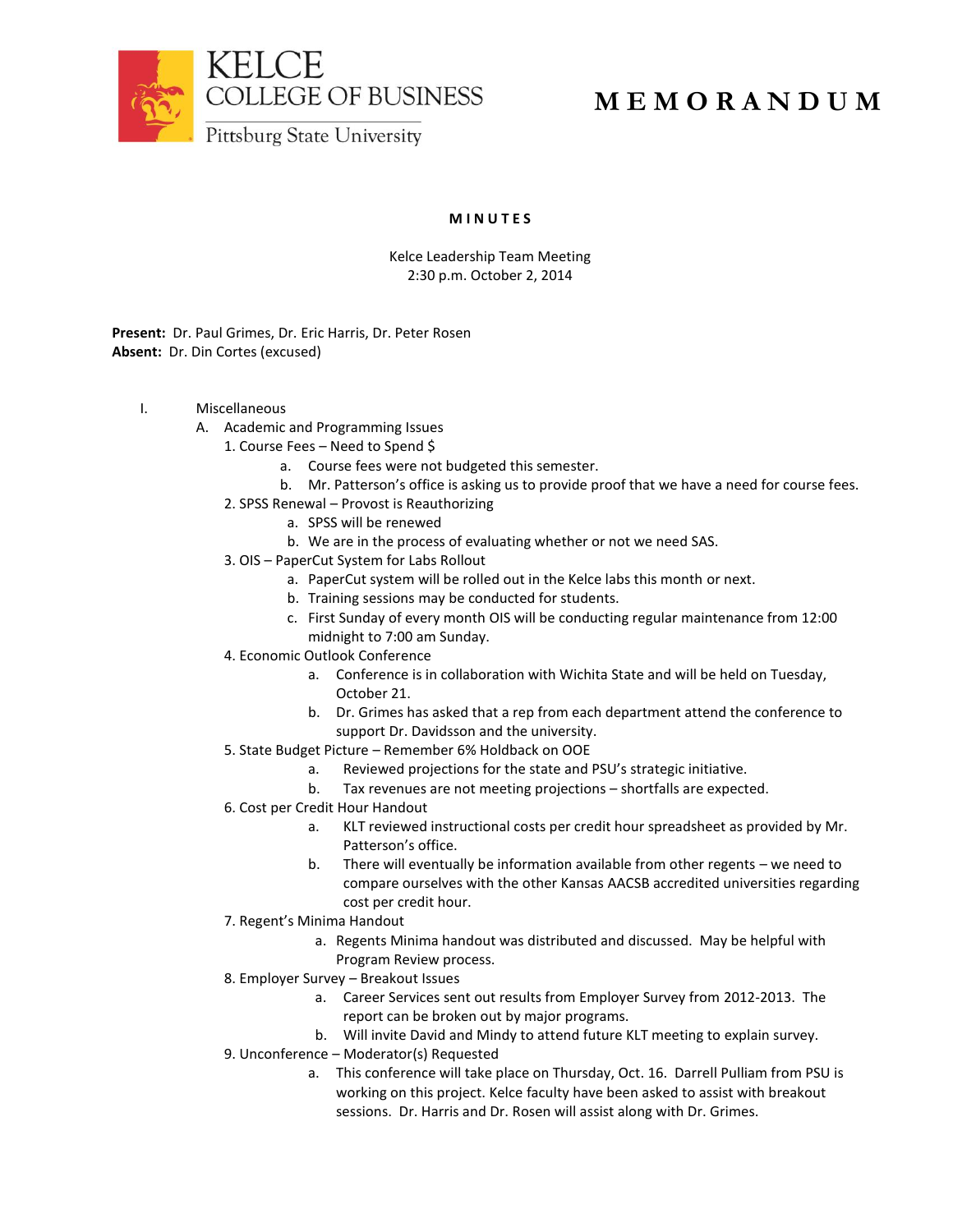KELCE COLLEGE OF BUSINESS
Pittsburg State University

# MEMORANDUM

**MINUTES**

Kelce Leadership Team Meeting
2:30 p.m. October 2, 2014

**Present:** Dr. Paul Grimes, Dr. Eric Harris, Dr. Peter Rosen
**Absent:** Dr. Din Cortes (excused)

I. Miscellaneous
   A. Academic and Programming Issues
      1. Course Fees – Need to Spend $
         a. Course fees were not budgeted this semester.
         b. Mr. Patterson's office is asking us to provide proof that we have a need for course fees.
      2. SPSS Renewal – Provost is Reauthorizing
         a. SPSS will be renewed
         b. We are in the process of evaluating whether or not we need SAS.
      3. OIS – PaperCut System for Labs Rollout
         a. PaperCut system will be rolled out in the Kelce labs this month or next.
         b. Training sessions may be conducted for students.
         c. First Sunday of every month OIS will be conducting regular maintenance from 12:00 midnight to 7:00 am Sunday.
      4. Economic Outlook Conference
         a. Conference is in collaboration with Wichita State and will be held on Tuesday, October 21.
         b. Dr. Grimes has asked that a rep from each department attend the conference to support Dr. Davidsson and the university.
      5. State Budget Picture – Remember 6% Holdback on OOE
         a. Reviewed projections for the state and PSU's strategic initiative.
         b. Tax revenues are not meeting projections – shortfalls are expected.
      6. Cost per Credit Hour Handout
         a. KLT reviewed instructional costs per credit hour spreadsheet as provided by Mr. Patterson's office.
         b. There will eventually be information available from other regents – we need to compare ourselves with the other Kansas AACSB accredited universities regarding cost per credit hour.
      7. Regent's Minima Handout
         a. Regents Minima handout was distributed and discussed. May be helpful with Program Review process.
      8. Employer Survey – Breakout Issues
         a. Career Services sent out results from Employer Survey from 2012-2013. The report can be broken out by major programs.
         b. Will invite David and Mindy to attend future KLT meeting to explain survey.
      9. Unconference – Moderator(s) Requested
         a. This conference will take place on Thursday, Oct. 16. Darrell Pulliam from PSU is working on this project. Kelce faculty have been asked to assist with breakout sessions. Dr. Harris and Dr. Rosen will assist along with Dr. Grimes.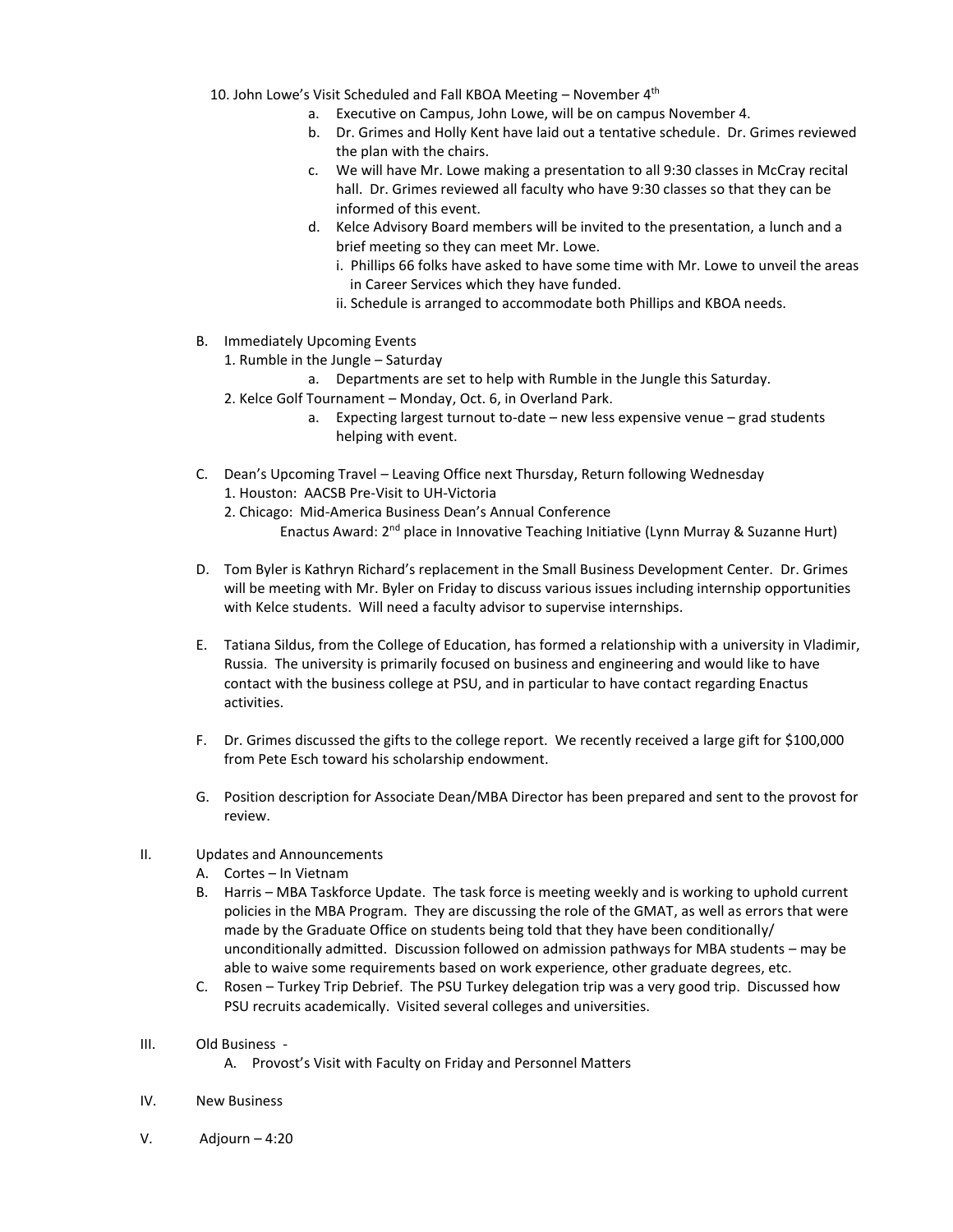10. John Lowe's Visit Scheduled and Fall KBOA Meeting – November 4th

   a. Executive on Campus, John Lowe, will be on campus November 4.
   b. Dr. Grimes and Holly Kent have laid out a tentative schedule. Dr. Grimes reviewed the plan with the chairs.
   c. We will have Mr. Lowe making a presentation to all 9:30 classes in McCray recital hall. Dr. Grimes reviewed all faculty who have 9:30 classes so that they can be informed of this event.
   d. Kelce Advisory Board members will be invited to the presentation, a lunch and a brief meeting so they can meet Mr. Lowe.
      i. Phillips 66 folks have asked to have some time with Mr. Lowe to unveil the areas in Career Services which they have funded.
      ii. Schedule is arranged to accommodate both Phillips and KBOA needs.

B. Immediately Upcoming Events

   1. Rumble in the Jungle – Saturday
      a. Departments are set to help with Rumble in the Jungle this Saturday.
   2. Kelce Golf Tournament – Monday, Oct. 6, in Overland Park.
      a. Expecting largest turnout to-date – new less expensive venue – grad students helping with event.

C. Dean's Upcoming Travel – Leaving Office next Thursday, Return following Wednesday

   1. Houston: AACSB Pre-Visit to UH-Victoria
   2. Chicago: Mid-America Business Dean's Annual Conference

      Enactus Award: 2nd place in Innovative Teaching Initiative (Lynn Murray & Suzanne Hurt)

D. Tom Byler is Kathryn Richard's replacement in the Small Business Development Center. Dr. Grimes will be meeting with Mr. Byler on Friday to discuss various issues including internship opportunities with Kelce students. Will need a faculty advisor to supervise internships.

E. Tatiana Sildus, from the College of Education, has formed a relationship with a university in Vladimir, Russia. The university is primarily focused on business and engineering and would like to have contact with the business college at PSU, and in particular to have contact regarding Enactus activities.

F. Dr. Grimes discussed the gifts to the college report. We recently received a large gift for $100,000 from Pete Esch toward his scholarship endowment.

G. Position description for Associate Dean/MBA Director has been prepared and sent to the provost for review.

II. Updates and Announcements

   A. Cortes – In Vietnam
   B. Harris – MBA Taskforce Update. The task force is meeting weekly and is working to uphold current policies in the MBA Program. They are discussing the role of the GMAT, as well as errors that were made by the Graduate Office on students being told that they have been conditionally/ unconditionally admitted. Discussion followed on admission pathways for MBA students – may be able to waive some requirements based on work experience, other graduate degrees, etc.
   C. Rosen – Turkey Trip Debrief. The PSU Turkey delegation trip was a very good trip. Discussed how PSU recruits academically. Visited several colleges and universities.

III. Old Business -

   A. Provost's Visit with Faculty on Friday and Personnel Matters

IV. New Business

V. Adjourn – 4:20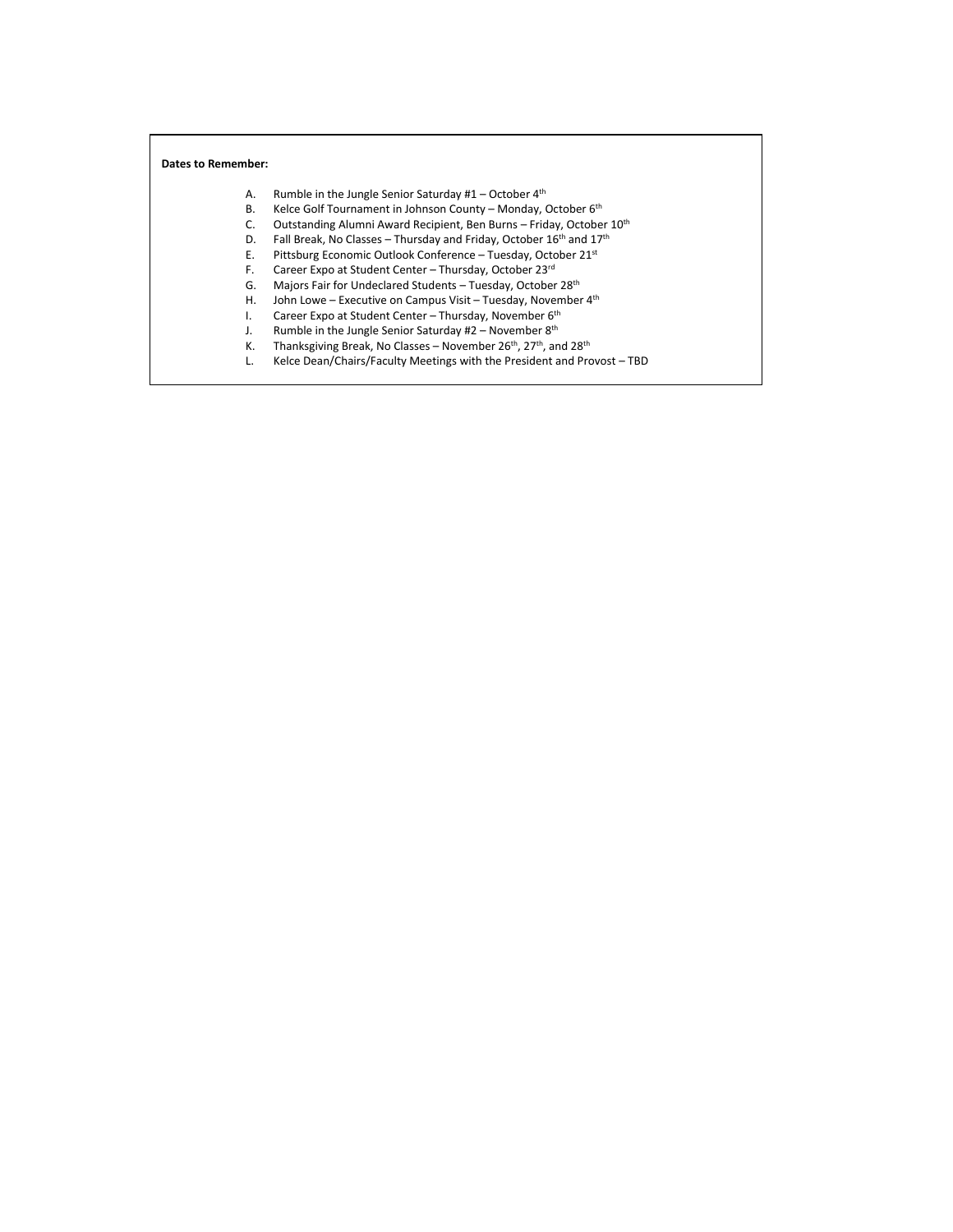**Dates to Remember:**

A. Rumble in the Jungle Senior Saturday #1 – October 4th
B. Kelce Golf Tournament in Johnson County – Monday, October 6th
C. Outstanding Alumni Award Recipient, Ben Burns – Friday, October 10th
D. Fall Break, No Classes – Thursday and Friday, October 16th and 17th
E. Pittsburg Economic Outlook Conference – Tuesday, October 21st
F. Career Expo at Student Center – Thursday, October 23rd
G. Majors Fair for Undeclared Students – Tuesday, October 28th
H. John Lowe – Executive on Campus Visit – Tuesday, November 4th
I. Career Expo at Student Center – Thursday, November 6th
J. Rumble in the Jungle Senior Saturday #2 – November 8th
K. Thanksgiving Break, No Classes – November 26th, 27th, and 28th
L. Kelce Dean/Chairs/Faculty Meetings with the President and Provost – TBD